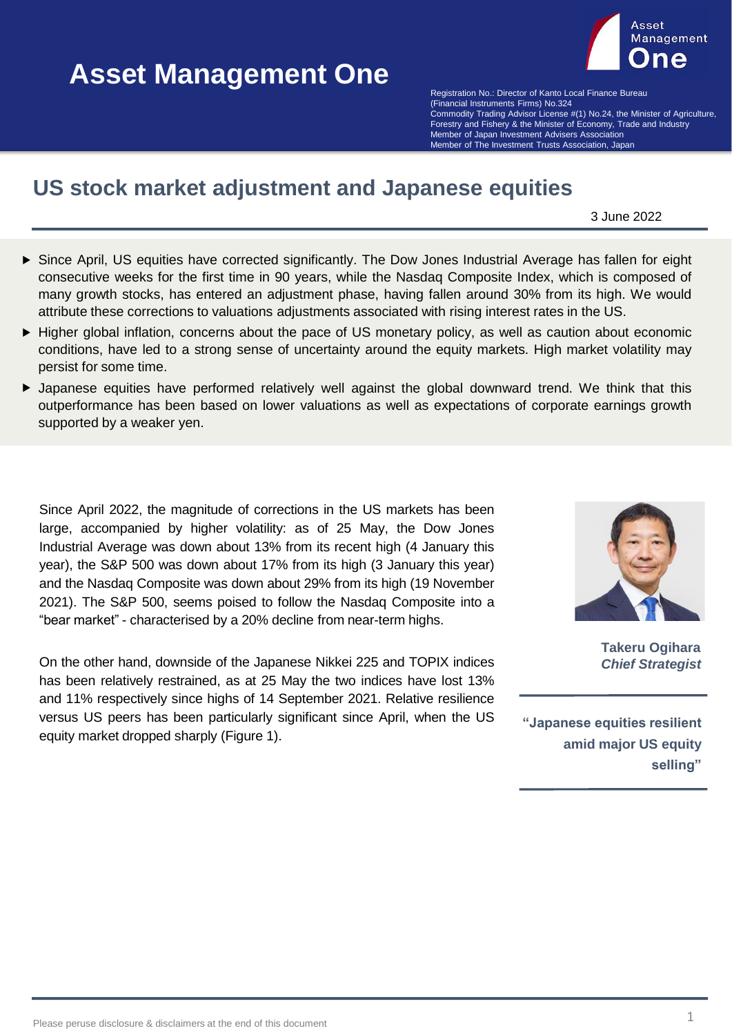# Asset Management One

Registration No.: Director of Kanto Local Finance Bureau (Financial Instruments Firms) No.324
Commodity Trading Advisor License #(1) No.24, the Minister of Agriculture, Forestry and Fishery & the Minister of Economy, Trade and Industry
Member of Japan Investment Advisers Association
Member of The Investment Trusts Association, Japan

## US stock market adjustment and Japanese equities

3 June 2022

- Since April, US equities have corrected significantly. The Dow Jones Industrial Average has fallen for eight consecutive weeks for the first time in 90 years, while the Nasdaq Composite Index, which is composed of many growth stocks, has entered an adjustment phase, having fallen around 30% from its high. We would attribute these corrections to valuations adjustments associated with rising interest rates in the US.
- Higher global inflation, concerns about the pace of US monetary policy, as well as caution about economic conditions, have led to a strong sense of uncertainty around the equity markets. High market volatility may persist for some time.
- Japanese equities have performed relatively well against the global downward trend. We think that this outperformance has been based on lower valuations as well as expectations of corporate earnings growth supported by a weaker yen.

**Takeru Ogihara**
***Chief Strategist***

**"Japanese equities resilient amid major US equity selling"**

Since April 2022, the magnitude of corrections in the US markets has been large, accompanied by higher volatility: as of 25 May, the Dow Jones Industrial Average was down about 13% from its recent high (4 January this year), the S&P 500 was down about 17% from its high (3 January this year) and the Nasdaq Composite was down about 29% from its high (19 November 2021). The S&P 500, seems poised to follow the Nasdaq Composite into a "bear market" - characterised by a 20% decline from near-term highs.

On the other hand, downside of the Japanese Nikkei 225 and TOPIX indices has been relatively restrained, as at 25 May the two indices have lost 13% and 11% respectively since highs of 14 September 2021. Relative resilience versus US peers has been particularly significant since April, when the US equity market dropped sharply (Figure 1).

Please peruse disclosure & disclaimers at the end of this document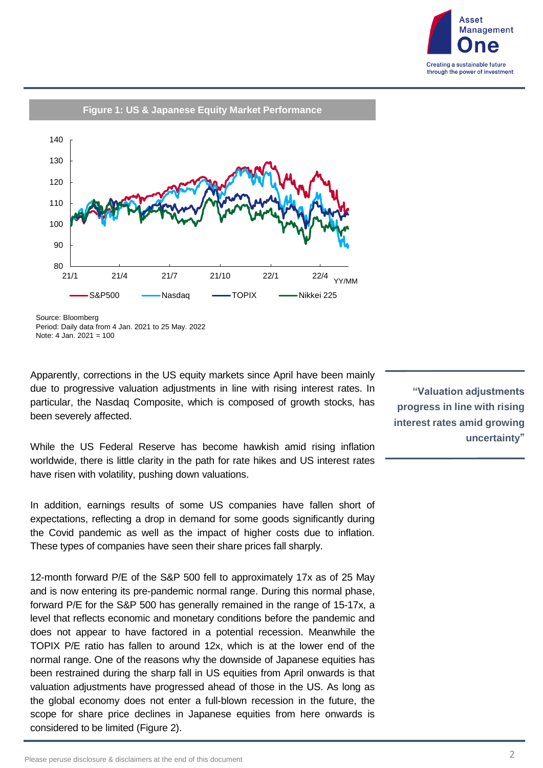**Figure 1: US & Japanese Equity Market Performance**

Source: Bloomberg
Period: Daily data from 4 Jan. 2021 to 25 May. 2022
Note: 4 Jan. 2021 = 100

Apparently, corrections in the US equity markets since April have been mainly due to progressive valuation adjustments in line with rising interest rates. In particular, the Nasdaq Composite, which is composed of growth stocks, has been severely affected.

> **"Valuation adjustments progress in line with rising interest rates amid growing uncertainty"**

While the US Federal Reserve has become hawkish amid rising inflation worldwide, there is little clarity in the path for rate hikes and US interest rates have risen with volatility, pushing down valuations.

In addition, earnings results of some US companies have fallen short of expectations, reflecting a drop in demand for some goods significantly during the Covid pandemic as well as the impact of higher costs due to inflation. These types of companies have seen their share prices fall sharply.

12-month forward P/E of the S&P 500 fell to approximately 17x as of 25 May and is now entering its pre-pandemic normal range. During this normal phase, forward P/E for the S&P 500 has generally remained in the range of 15-17x, a level that reflects economic and monetary conditions before the pandemic and does not appear to have factored in a potential recession. Meanwhile the TOPIX P/E ratio has fallen to around 12x, which is at the lower end of the normal range. One of the reasons why the downside of Japanese equities has been restrained during the sharp fall in US equities from April onwards is that valuation adjustments have progressed ahead of those in the US. As long as the global economy does not enter a full-blown recession in the future, the scope for share price declines in Japanese equities from here onwards is considered to be limited (Figure 2).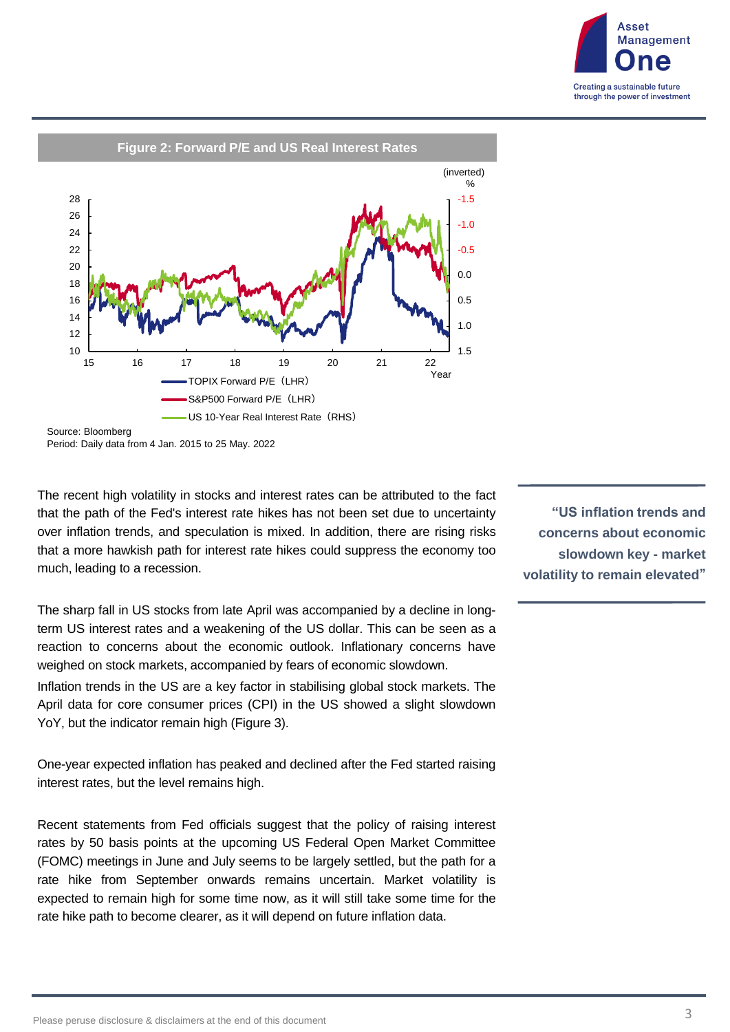**Figure 2: Forward P/E and US Real Interest Rates**

Source: Bloomberg
Period: Daily data from 4 Jan. 2015 to 25 May. 2022

The recent high volatility in stocks and interest rates can be attributed to the fact that the path of the Fed's interest rate hikes has not been set due to uncertainty over inflation trends, and speculation is mixed. In addition, there are rising risks that a more hawkish path for interest rate hikes could suppress the economy too much, leading to a recession.

> **"US inflation trends and concerns about economic slowdown key - market volatility to remain elevated"**

The sharp fall in US stocks from late April was accompanied by a decline in long-term US interest rates and a weakening of the US dollar. This can be seen as a reaction to concerns about the economic outlook. Inflationary concerns have weighed on stock markets, accompanied by fears of economic slowdown.

Inflation trends in the US are a key factor in stabilising global stock markets. The April data for core consumer prices (CPI) in the US showed a slight slowdown YoY, but the indicator remain high (Figure 3).

One-year expected inflation has peaked and declined after the Fed started raising interest rates, but the level remains high.

Recent statements from Fed officials suggest that the policy of raising interest rates by 50 basis points at the upcoming US Federal Open Market Committee (FOMC) meetings in June and July seems to be largely settled, but the path for a rate hike from September onwards remains uncertain. Market volatility is expected to remain high for some time now, as it will still take some time for the rate hike path to become clearer, as it will depend on future inflation data.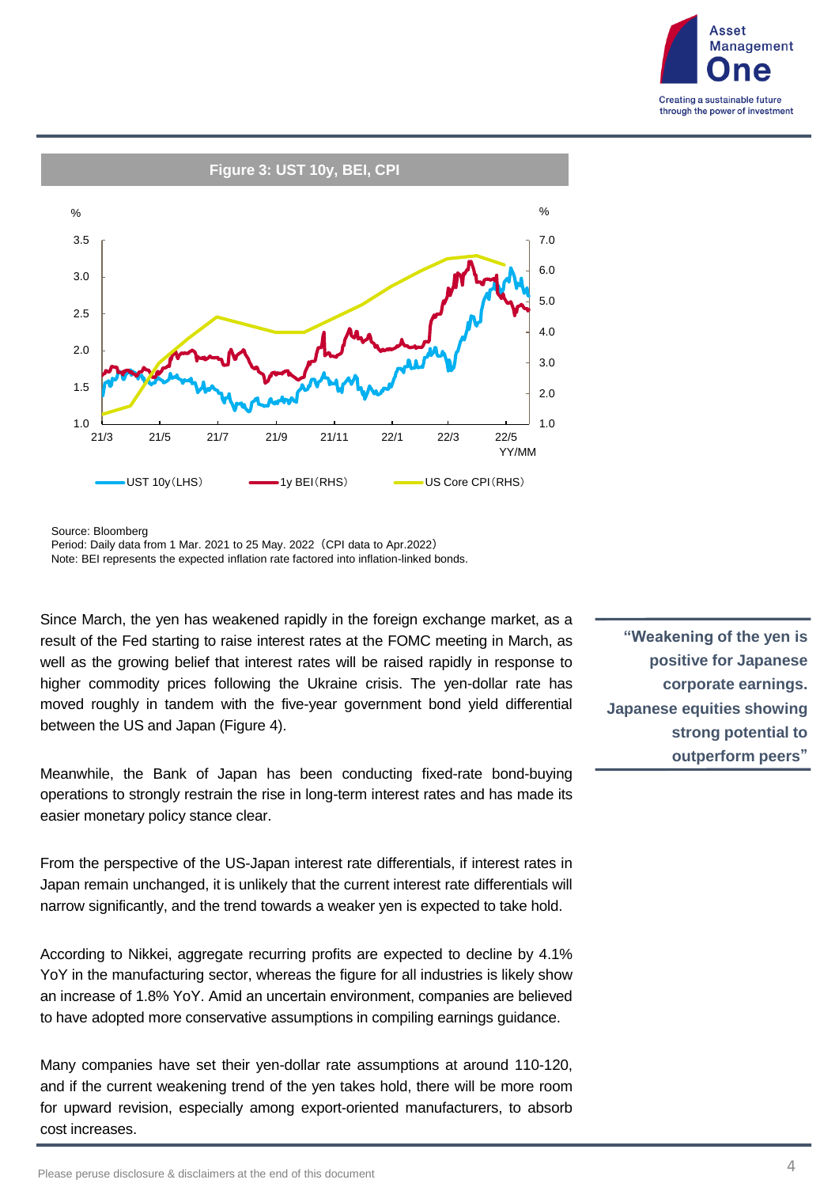**Figure 3: UST 10y, BEI, CPI**

Source: Bloomberg
Period: Daily data from 1 Mar. 2021 to 25 May. 2022（CPI data to Apr.2022）
Note: BEI represents the expected inflation rate factored into inflation-linked bonds.

Since March, the yen has weakened rapidly in the foreign exchange market, as a result of the Fed starting to raise interest rates at the FOMC meeting in March, as well as the growing belief that interest rates will be raised rapidly in response to higher commodity prices following the Ukraine crisis. The yen-dollar rate has moved roughly in tandem with the five-year government bond yield differential between the US and Japan (Figure 4).

**"Weakening of the yen is positive for Japanese corporate earnings. Japanese equities showing strong potential to outperform peers"**

Meanwhile, the Bank of Japan has been conducting fixed-rate bond-buying operations to strongly restrain the rise in long-term interest rates and has made its easier monetary policy stance clear.

From the perspective of the US-Japan interest rate differentials, if interest rates in Japan remain unchanged, it is unlikely that the current interest rate differentials will narrow significantly, and the trend towards a weaker yen is expected to take hold.

According to Nikkei, aggregate recurring profits are expected to decline by 4.1% YoY in the manufacturing sector, whereas the figure for all industries is likely show an increase of 1.8% YoY. Amid an uncertain environment, companies are believed to have adopted more conservative assumptions in compiling earnings guidance.

Many companies have set their yen-dollar rate assumptions at around 110-120, and if the current weakening trend of the yen takes hold, there will be more room for upward revision, especially among export-oriented manufacturers, to absorb cost increases.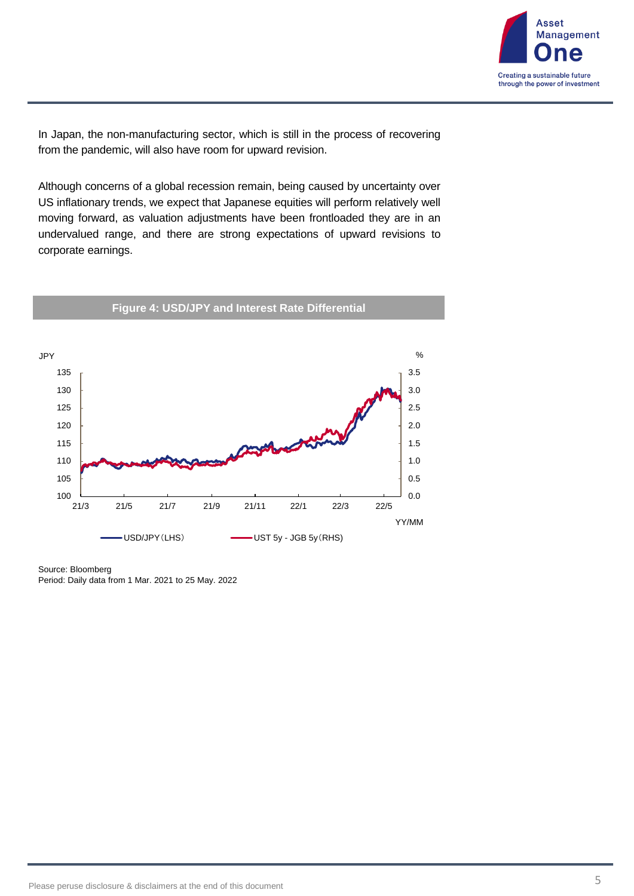In Japan, the non-manufacturing sector, which is still in the process of recovering from the pandemic, will also have room for upward revision.

Although concerns of a global recession remain, being caused by uncertainty over US inflationary trends, we expect that Japanese equities will perform relatively well moving forward, as valuation adjustments have been frontloaded they are in an undervalued range, and there are strong expectations of upward revisions to corporate earnings.

**Figure 4: USD/JPY and Interest Rate Differential**

Source: Bloomberg
Period: Daily data from 1 Mar. 2021 to 25 May. 2022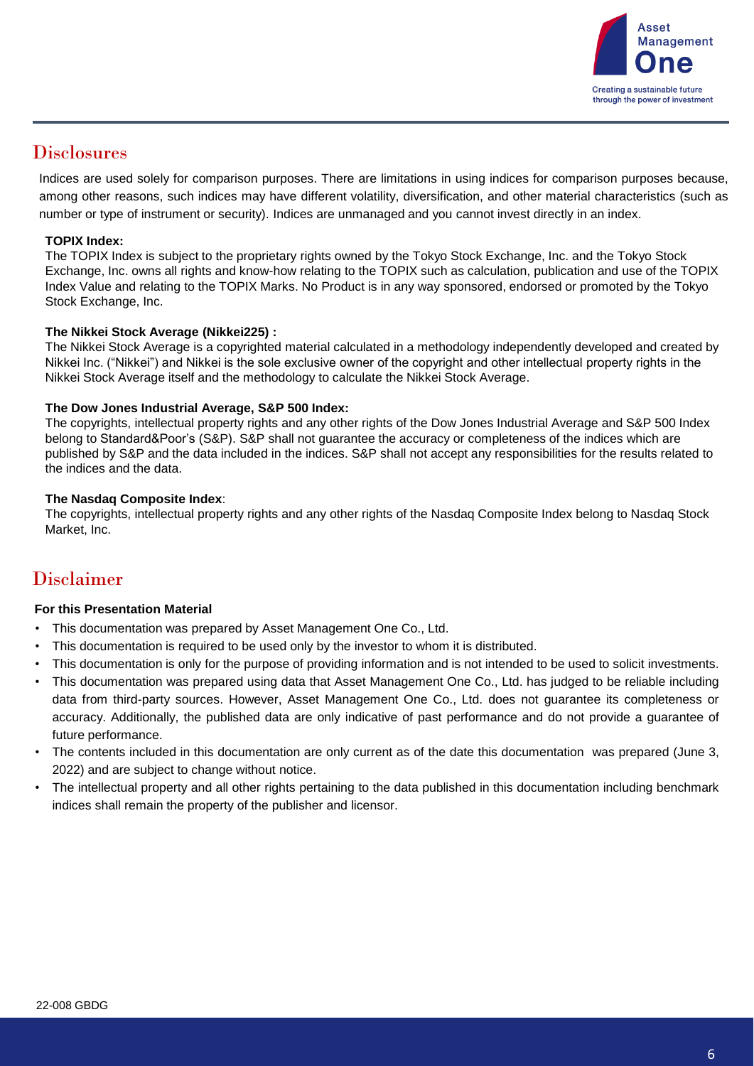## Disclosures

Indices are used solely for comparison purposes. There are limitations in using indices for comparison purposes because, among other reasons, such indices may have different volatility, diversification, and other material characteristics (such as number or type of instrument or security). Indices are unmanaged and you cannot invest directly in an index.

**TOPIX Index:**
The TOPIX Index is subject to the proprietary rights owned by the Tokyo Stock Exchange, Inc. and the Tokyo Stock Exchange, Inc. owns all rights and know-how relating to the TOPIX such as calculation, publication and use of the TOPIX Index Value and relating to the TOPIX Marks. No Product is in any way sponsored, endorsed or promoted by the Tokyo Stock Exchange, Inc.

**The Nikkei Stock Average (Nikkei225) :**
The Nikkei Stock Average is a copyrighted material calculated in a methodology independently developed and created by Nikkei Inc. ("Nikkei") and Nikkei is the sole exclusive owner of the copyright and other intellectual property rights in the Nikkei Stock Average itself and the methodology to calculate the Nikkei Stock Average.

**The Dow Jones Industrial Average, S&P 500 Index:**
The copyrights, intellectual property rights and any other rights of the Dow Jones Industrial Average and S&P 500 Index belong to Standard&Poor's (S&P). S&P shall not guarantee the accuracy or completeness of the indices which are published by S&P and the data included in the indices. S&P shall not accept any responsibilities for the results related to the indices and the data.

**The Nasdaq Composite Index**:
The copyrights, intellectual property rights and any other rights of the Nasdaq Composite Index belong to Nasdaq Stock Market, Inc.

## Disclaimer

**For this Presentation Material**

- This documentation was prepared by Asset Management One Co., Ltd.
- This documentation is required to be used only by the investor to whom it is distributed.
- This documentation is only for the purpose of providing information and is not intended to be used to solicit investments.
- This documentation was prepared using data that Asset Management One Co., Ltd. has judged to be reliable including data from third-party sources. However, Asset Management One Co., Ltd. does not guarantee its completeness or accuracy. Additionally, the published data are only indicative of past performance and do not provide a guarantee of future performance.
- The contents included in this documentation are only current as of the date this documentation was prepared (June 3, 2022) and are subject to change without notice.
- The intellectual property and all other rights pertaining to the data published in this documentation including benchmark indices shall remain the property of the publisher and licensor.

22-008 GBDG